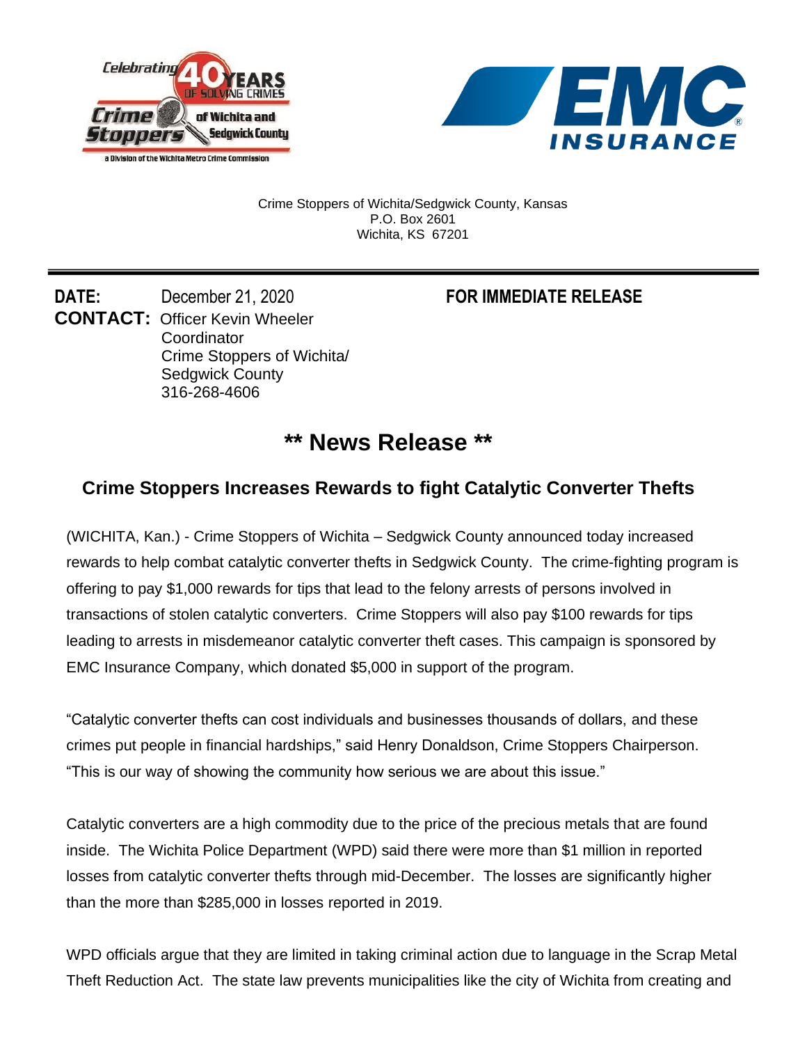Crime Stoppers of Wichita/Sedgwick County, Kansas
P.O. Box 2601
Wichita, KS 67201

**DATE:** December 21, 2020 **FOR IMMEDIATE RELEASE**

**CONTACT:** Officer Kevin Wheeler
Coordinator
Crime Stoppers of Wichita/
Sedgwick County
316-268-4606

# ** News Release **

## Crime Stoppers Increases Rewards to fight Catalytic Converter Thefts

(WICHITA, Kan.) - Crime Stoppers of Wichita – Sedgwick County announced today increased rewards to help combat catalytic converter thefts in Sedgwick County. The crime-fighting program is offering to pay $1,000 rewards for tips that lead to the felony arrests of persons involved in transactions of stolen catalytic converters. Crime Stoppers will also pay $100 rewards for tips leading to arrests in misdemeanor catalytic converter theft cases. This campaign is sponsored by EMC Insurance Company, which donated $5,000 in support of the program.

"Catalytic converter thefts can cost individuals and businesses thousands of dollars, and these crimes put people in financial hardships," said Henry Donaldson, Crime Stoppers Chairperson. "This is our way of showing the community how serious we are about this issue."

Catalytic converters are a high commodity due to the price of the precious metals that are found inside. The Wichita Police Department (WPD) said there were more than $1 million in reported losses from catalytic converter thefts through mid-December. The losses are significantly higher than the more than $285,000 in losses reported in 2019.

WPD officials argue that they are limited in taking criminal action due to language in the Scrap Metal Theft Reduction Act. The state law prevents municipalities like the city of Wichita from creating and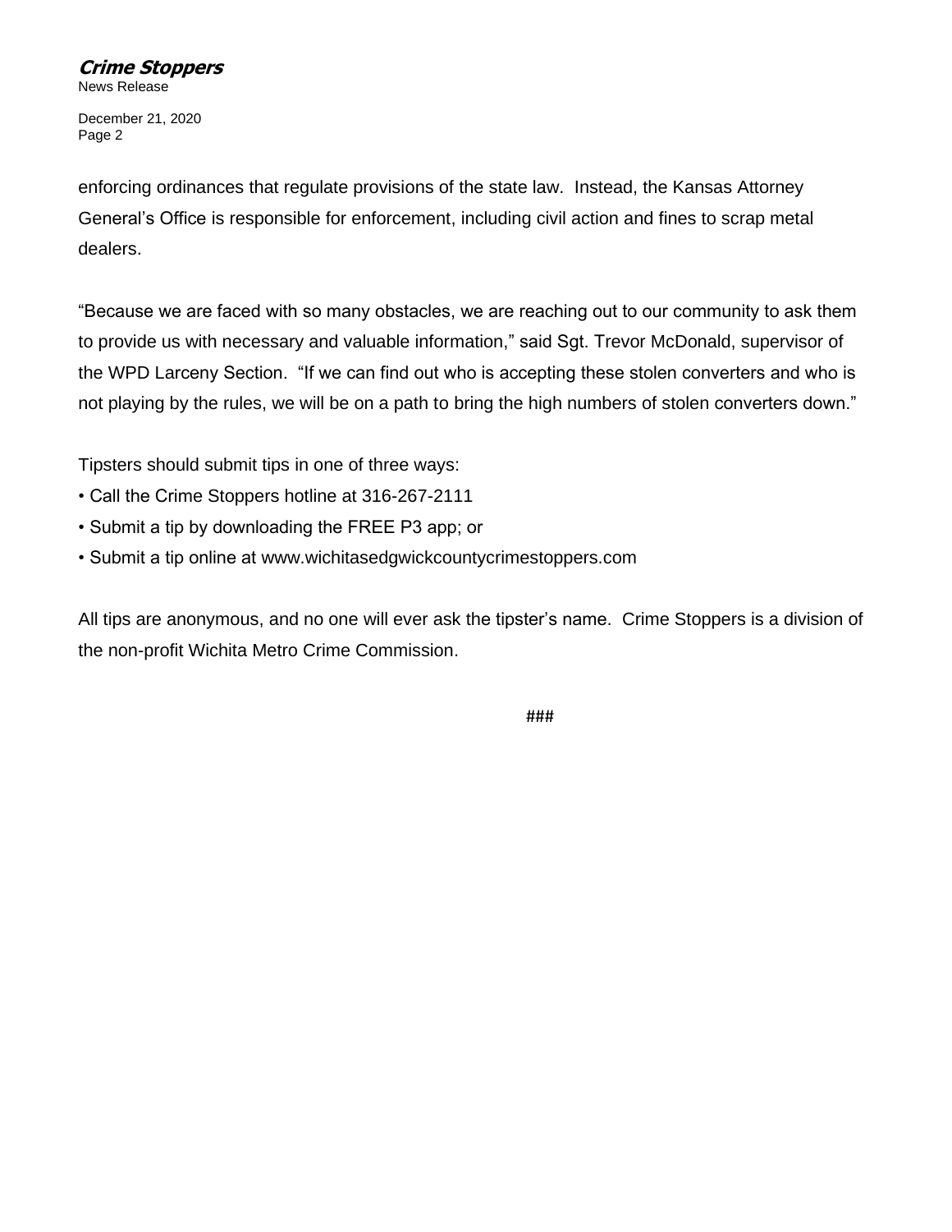enforcing ordinances that regulate provisions of the state law.  Instead, the Kansas Attorney General's Office is responsible for enforcement, including civil action and fines to scrap metal dealers.

"Because we are faced with so many obstacles, we are reaching out to our community to ask them to provide us with necessary and valuable information," said Sgt. Trevor McDonald, supervisor of the WPD Larceny Section.  "If we can find out who is accepting these stolen converters and who is not playing by the rules, we will be on a path to bring the high numbers of stolen converters down."

Tipsters should submit tips in one of three ways:

- Call the Crime Stoppers hotline at 316-267-2111
- Submit a tip by downloading the FREE P3 app; or
- Submit a tip online at www.wichitasedgwickcountycrimestoppers.com

All tips are anonymous, and no one will ever ask the tipster's name.  Crime Stoppers is a division of the non-profit Wichita Metro Crime Commission.

###